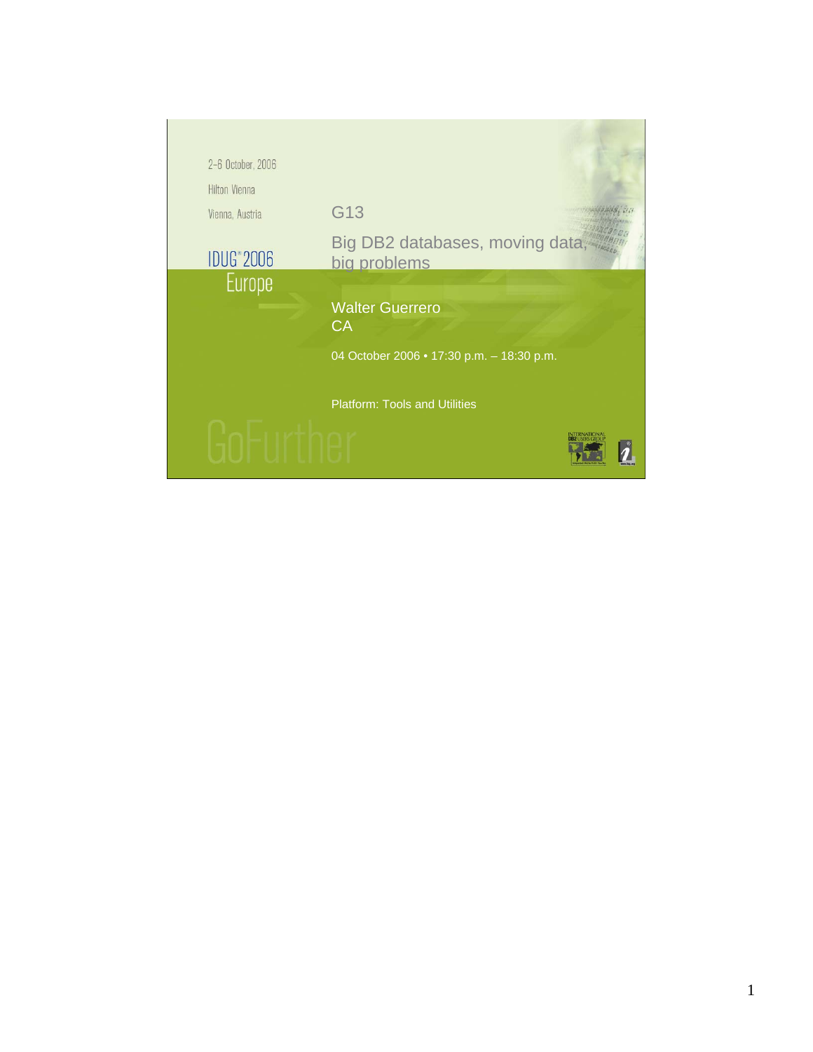2–6 October, 2006

Hilton Vienna

Vienna, Austria

IDUG® 2006 Europe

# G13

# Big DB2 databases, moving data, big problems

Walter Guerrero

CA

04 October 2006 • 17:30 p.m. – 18:30 p.m.

Platform: Tools and Utilities

GoFurther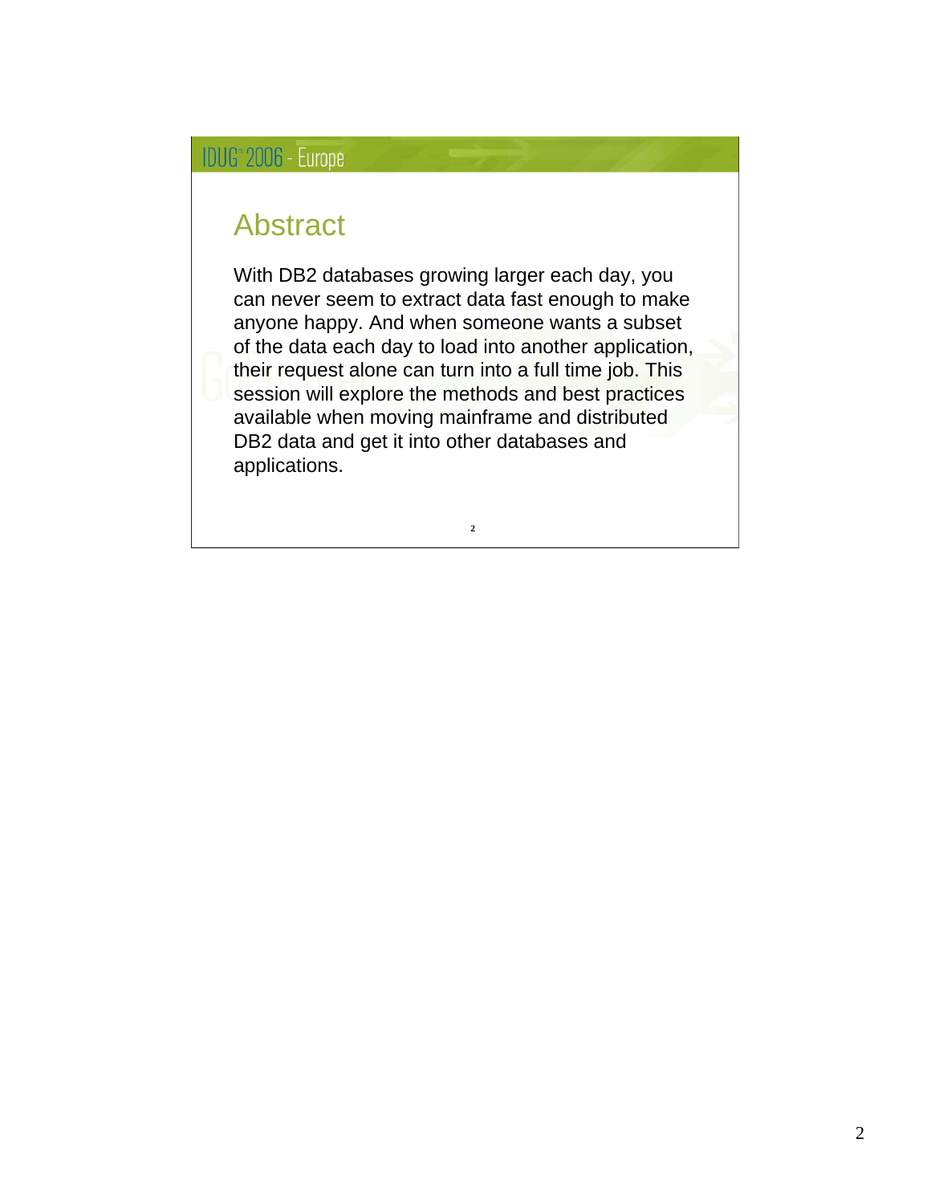## Abstract

With DB2 databases growing larger each day, you can never seem to extract data fast enough to make anyone happy. And when someone wants a subset of the data each day to load into another application, their request alone can turn into a full time job. This session will explore the methods and best practices available when moving mainframe and distributed DB2 data and get it into other databases and applications.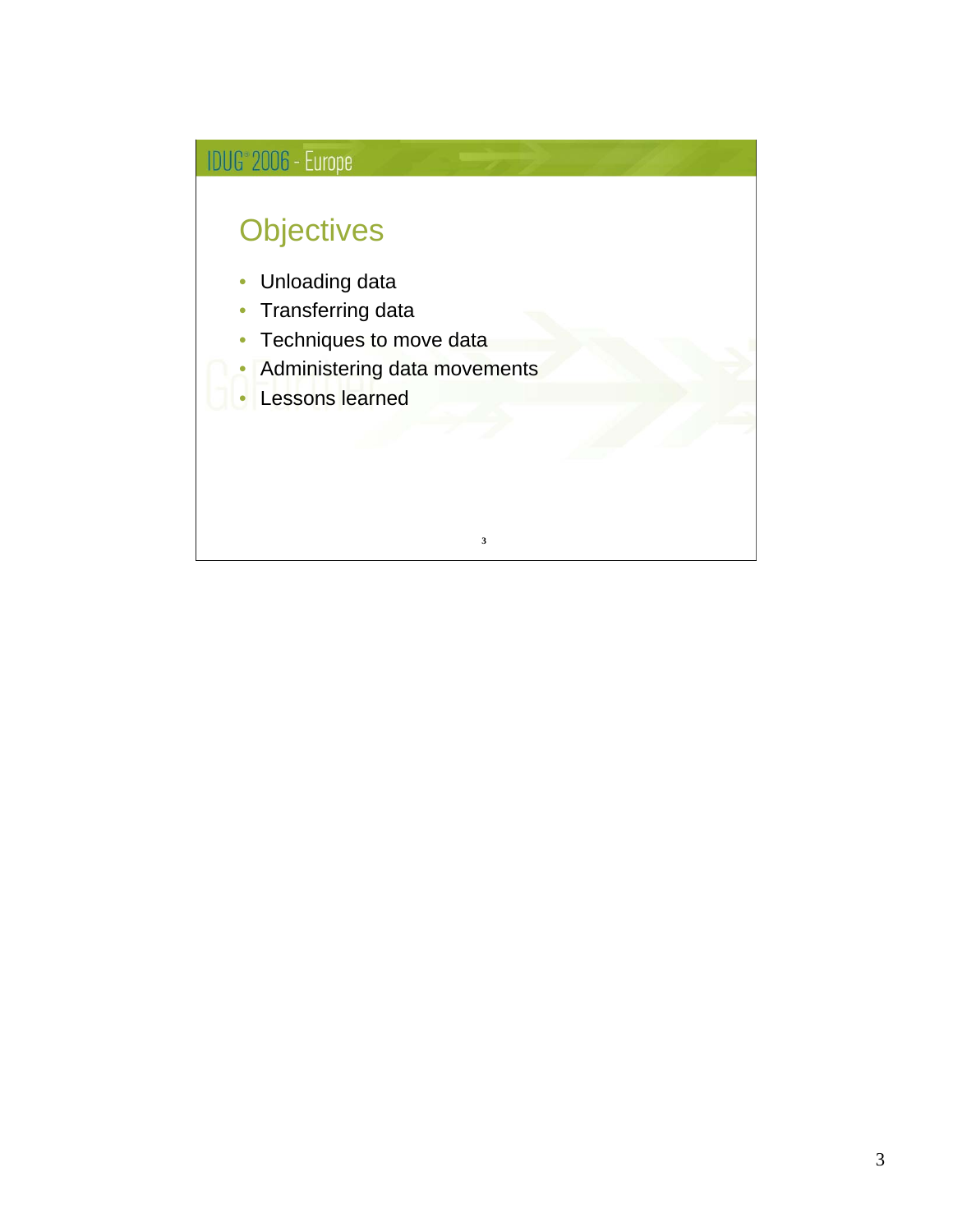# Objectives

- Unloading data
- Transferring data
- Techniques to move data
- Administering data movements
- Lessons learned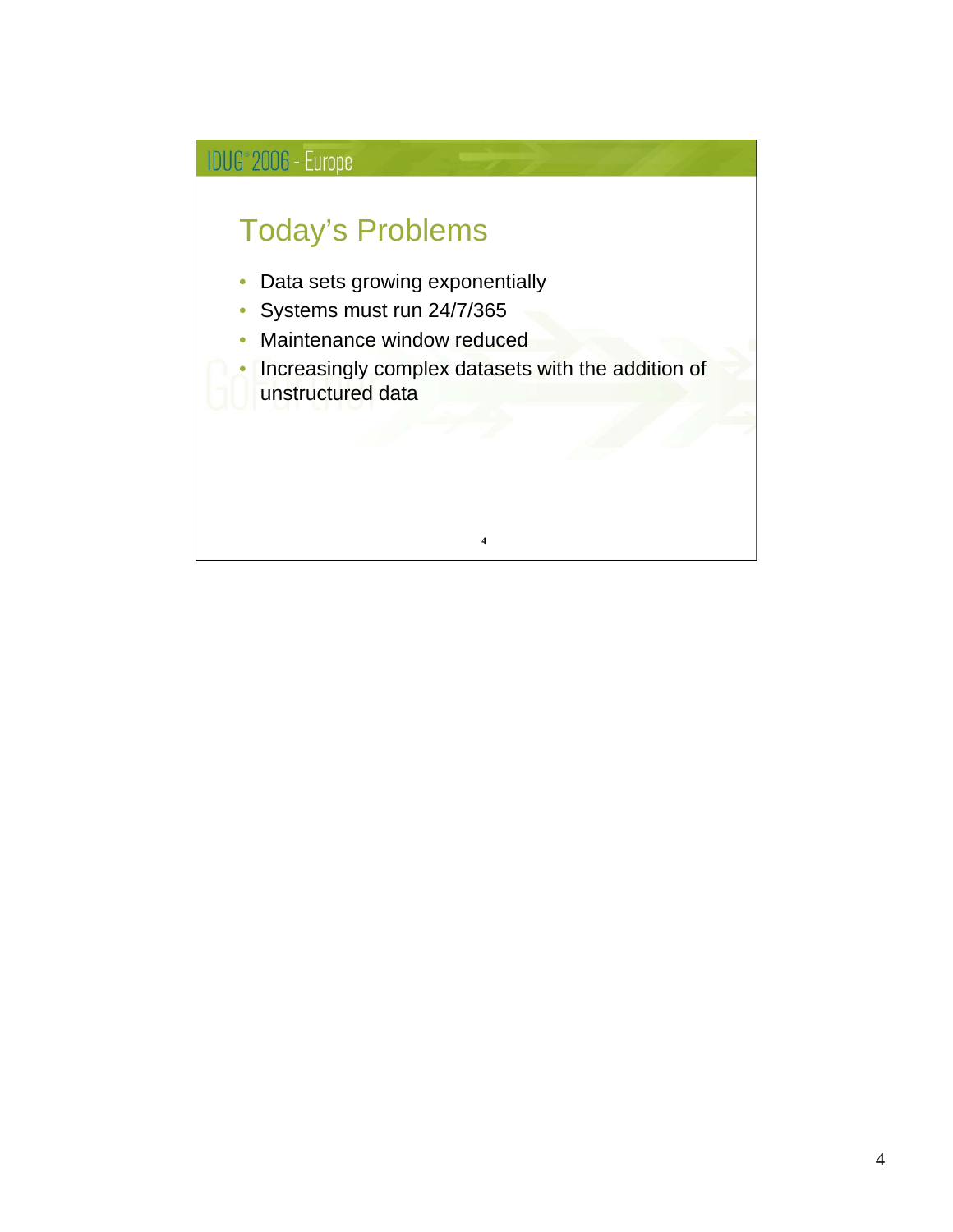## Today's Problems

- Data sets growing exponentially
- Systems must run 24/7/365
- Maintenance window reduced
- Increasingly complex datasets with the addition of unstructured data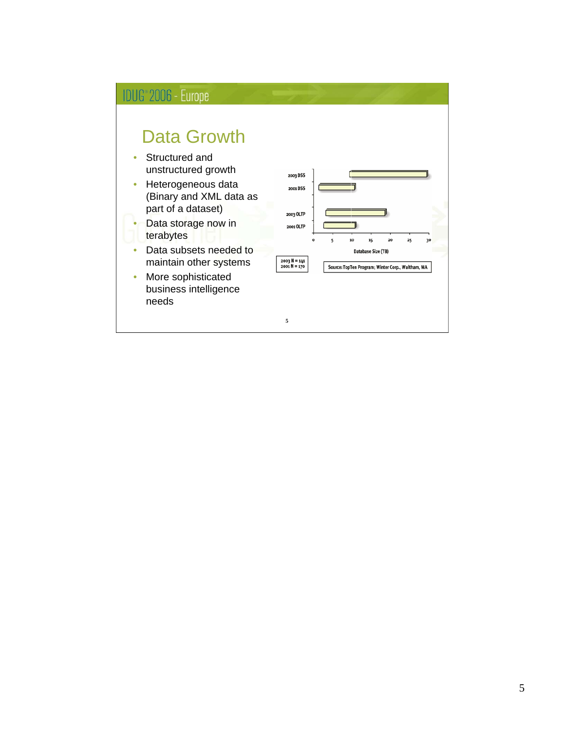## Data Growth

- Structured and unstructured growth
- Heterogeneous data (Binary and XML data as part of a dataset)
- Data storage now in terabytes
- Data subsets needed to maintain other systems
- More sophisticated business intelligence needs

2003 DSS
2001 DSS
2003 OLTP
2001 OLTP

0 5 10 15 20 25 30

Database Size (TB)

2003 N = 141
2001 N = 170

Source: TopTen Program; Winter Corp., Waltham, MA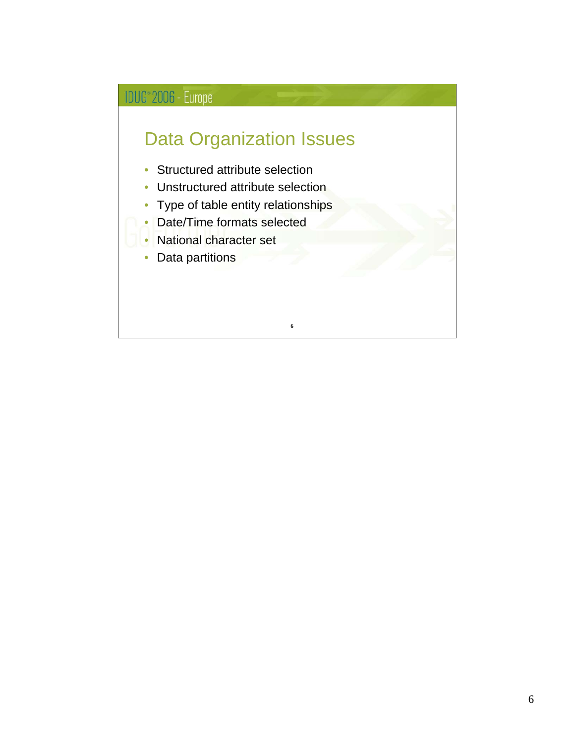## Data Organization Issues

- Structured attribute selection
- Unstructured attribute selection
- Type of table entity relationships
- Date/Time formats selected
- National character set
- Data partitions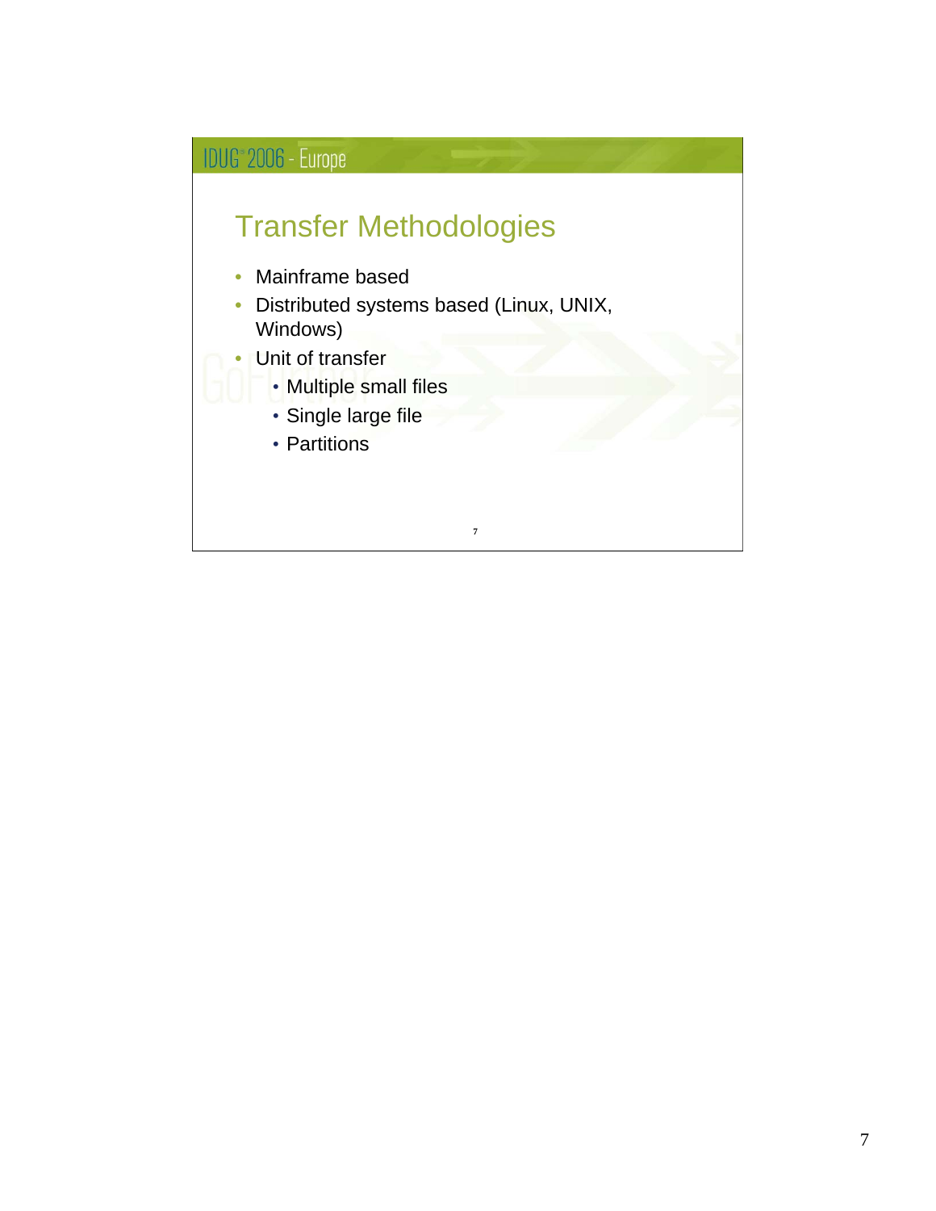## Transfer Methodologies

- Mainframe based
- Distributed systems based (Linux, UNIX, Windows)
- Unit of transfer
  - Multiple small files
  - Single large file
  - Partitions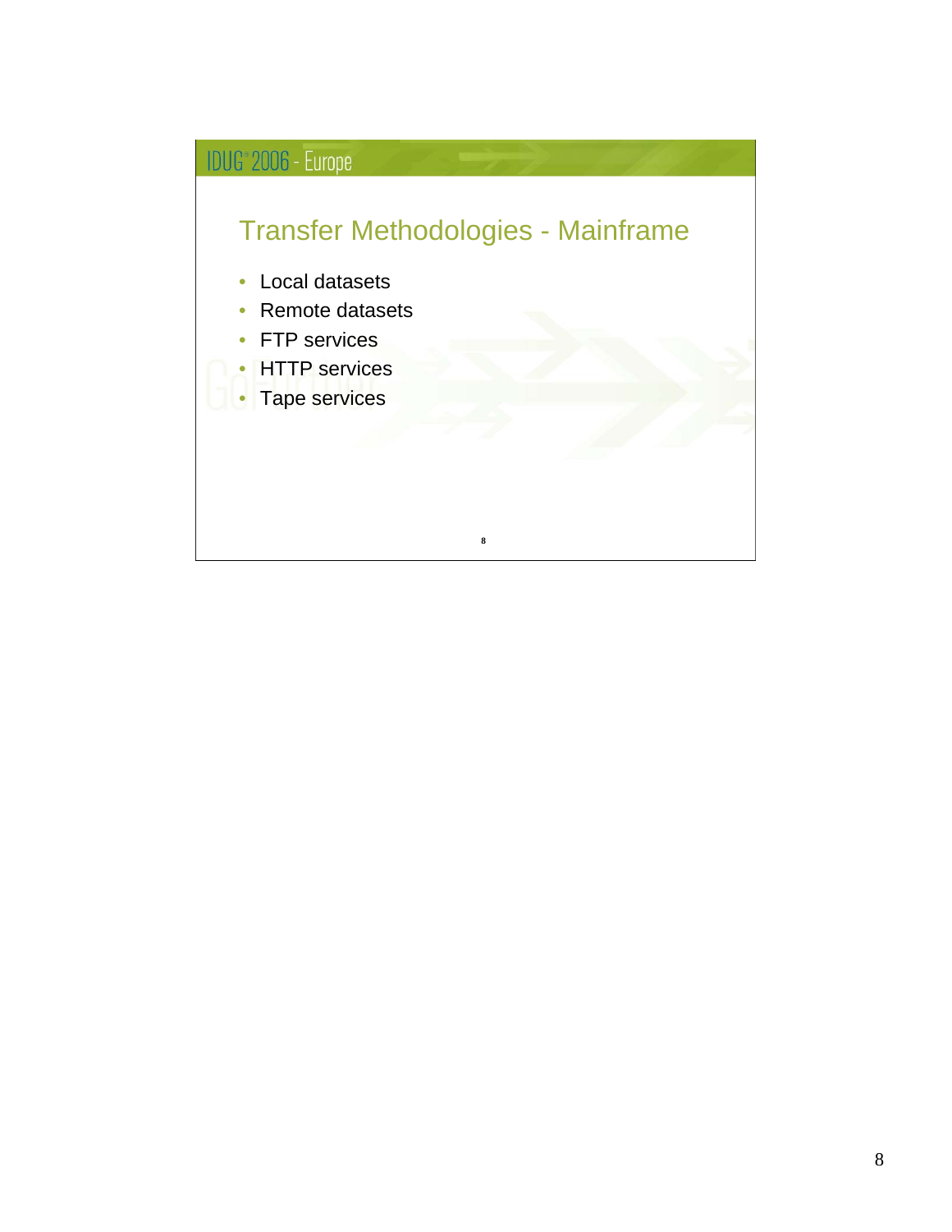## Transfer Methodologies - Mainframe

- Local datasets
- Remote datasets
- FTP services
- HTTP services
- Tape services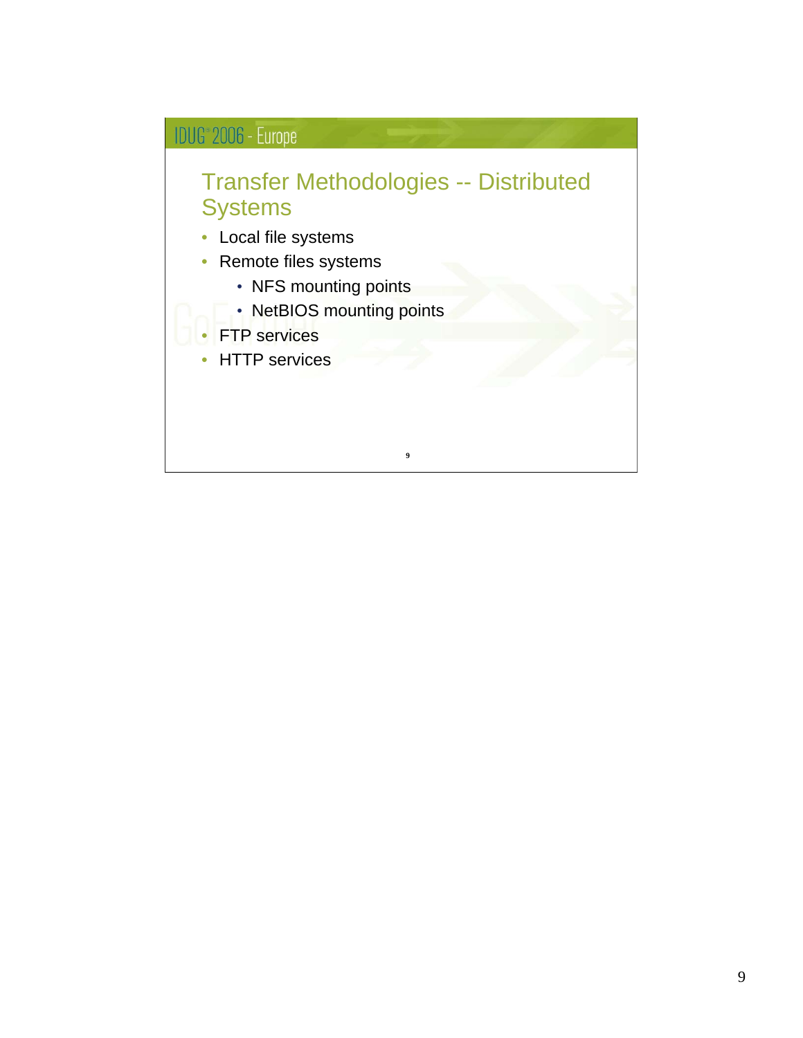## Transfer Methodologies -- Distributed Systems

- Local file systems
- Remote files systems
  - NFS mounting points
  - NetBIOS mounting points
- FTP services
- HTTP services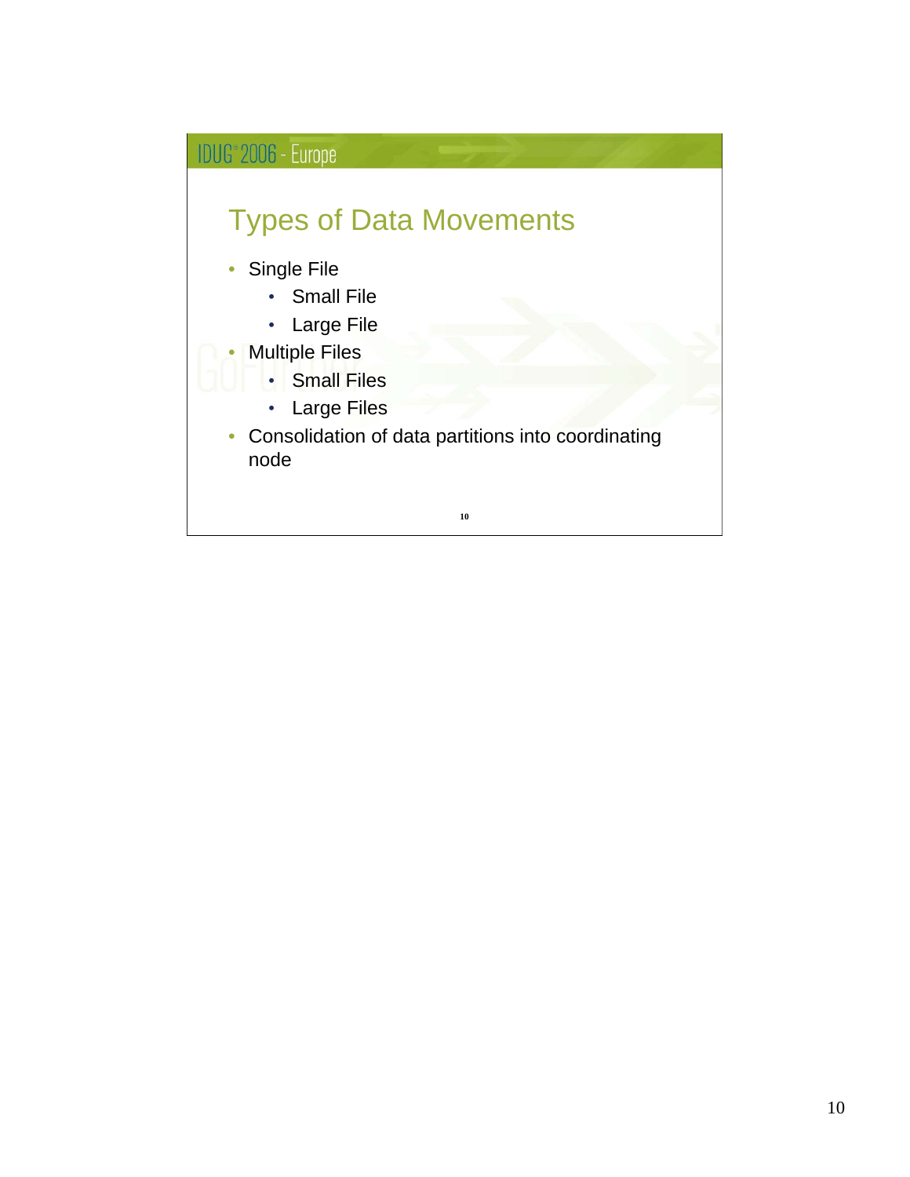# Types of Data Movements

- Single File
  - Small File
  - Large File
- Multiple Files
  - Small Files
  - Large Files
- Consolidation of data partitions into coordinating node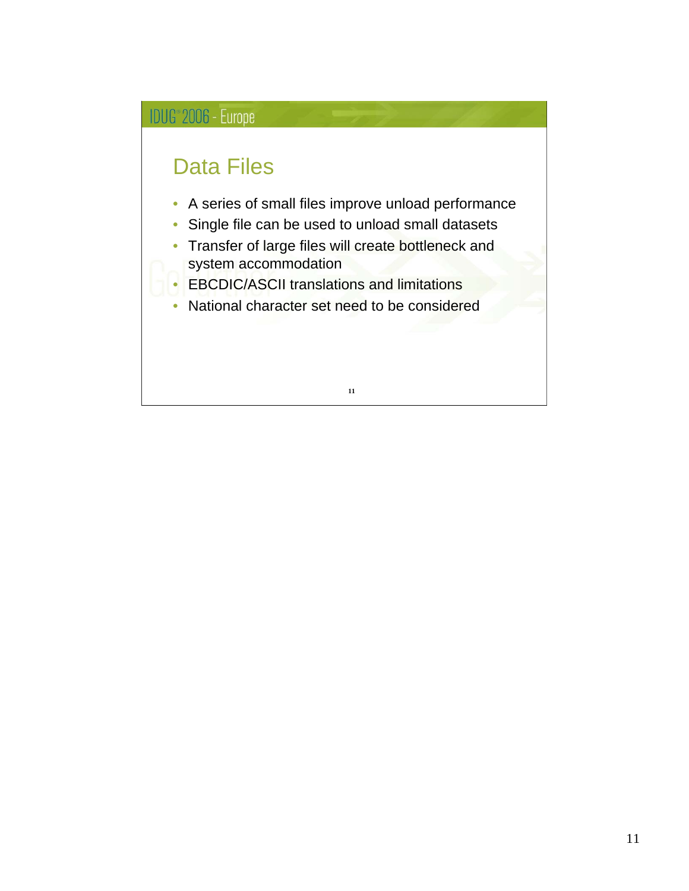## Data Files

- A series of small files improve unload performance
- Single file can be used to unload small datasets
- Transfer of large files will create bottleneck and system accommodation
- EBCDIC/ASCII translations and limitations
- National character set need to be considered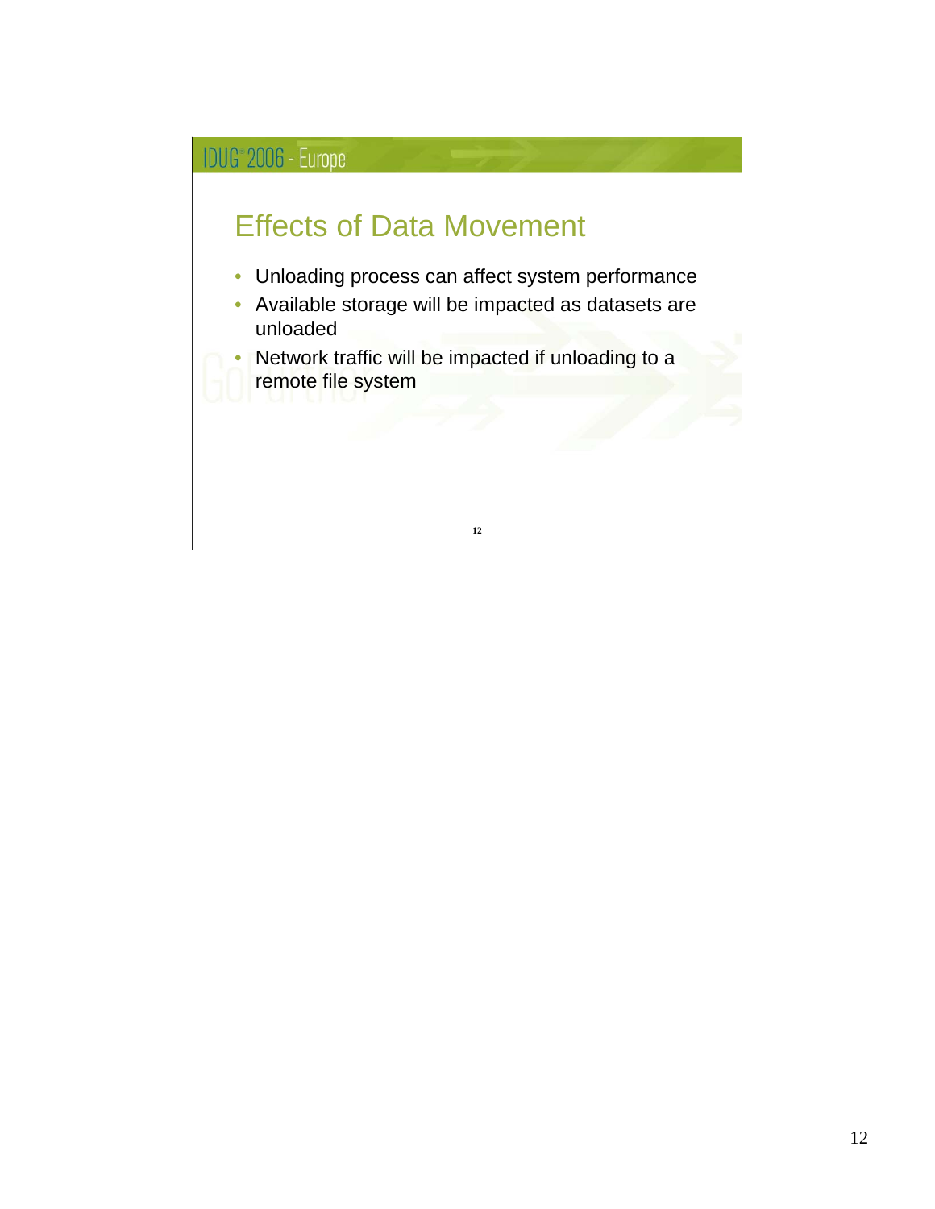## Effects of Data Movement

- Unloading process can affect system performance
- Available storage will be impacted as datasets are unloaded
- Network traffic will be impacted if unloading to a remote file system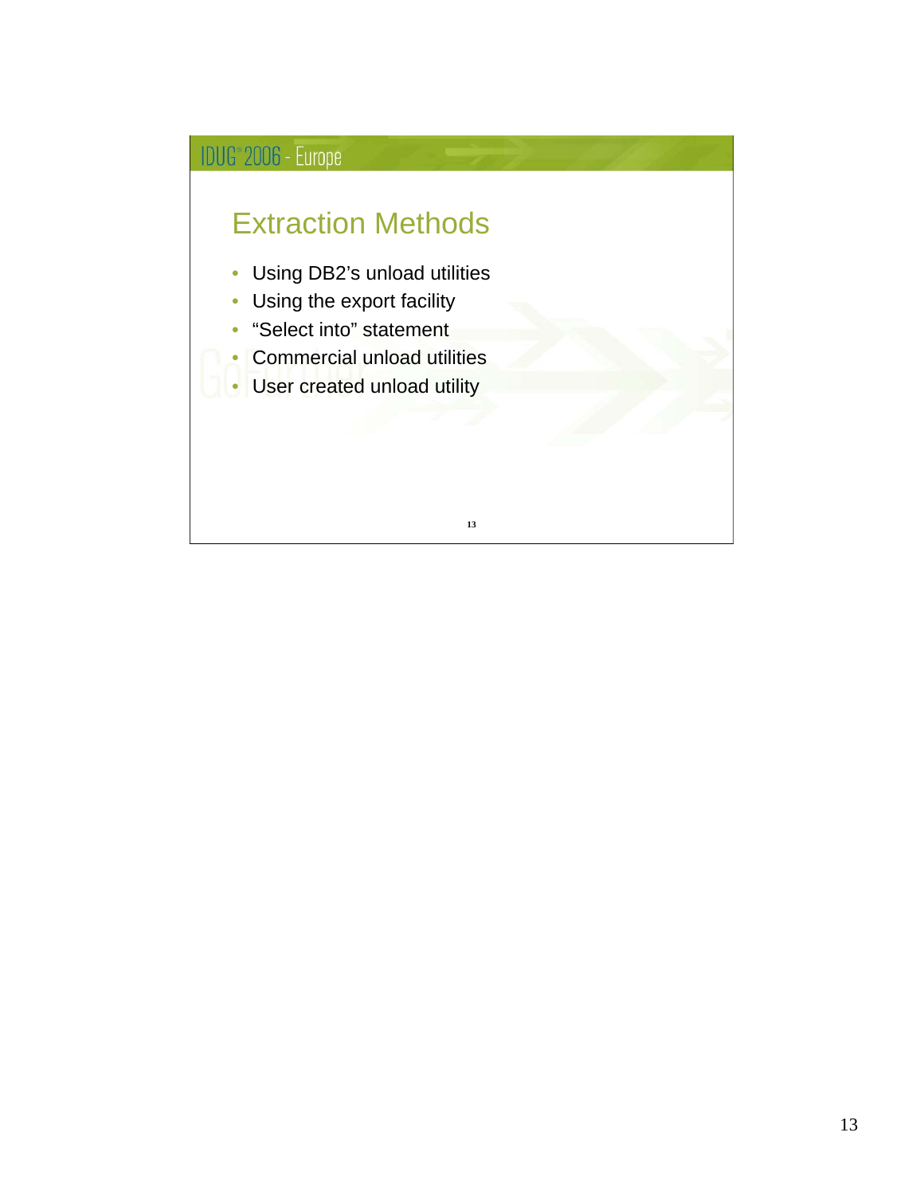# Extraction Methods

- Using DB2's unload utilities
- Using the export facility
- "Select into" statement
- Commercial unload utilities
- User created unload utility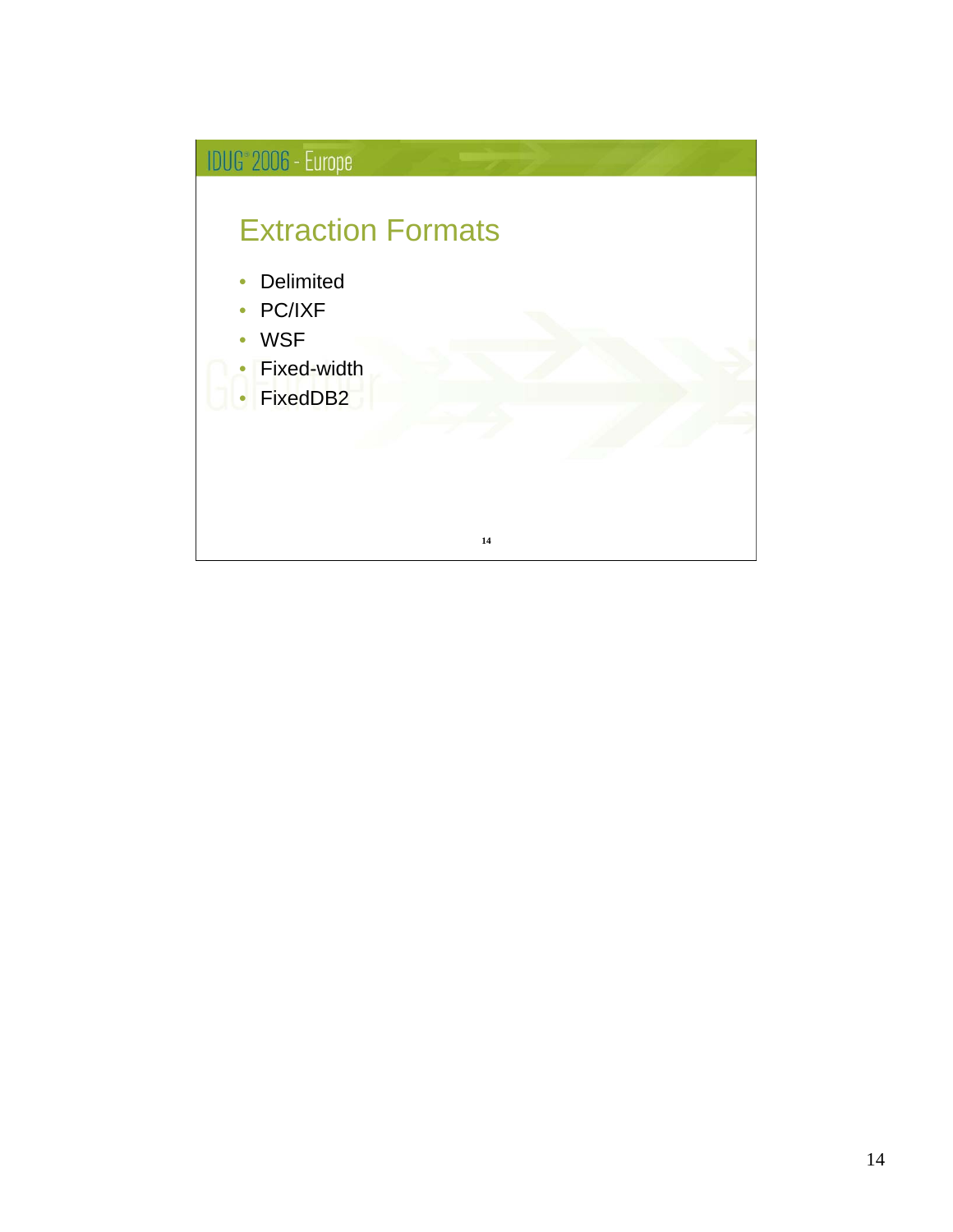## Extraction Formats

- Delimited
- PC/IXF
- WSF
- Fixed-width
- FixedDB2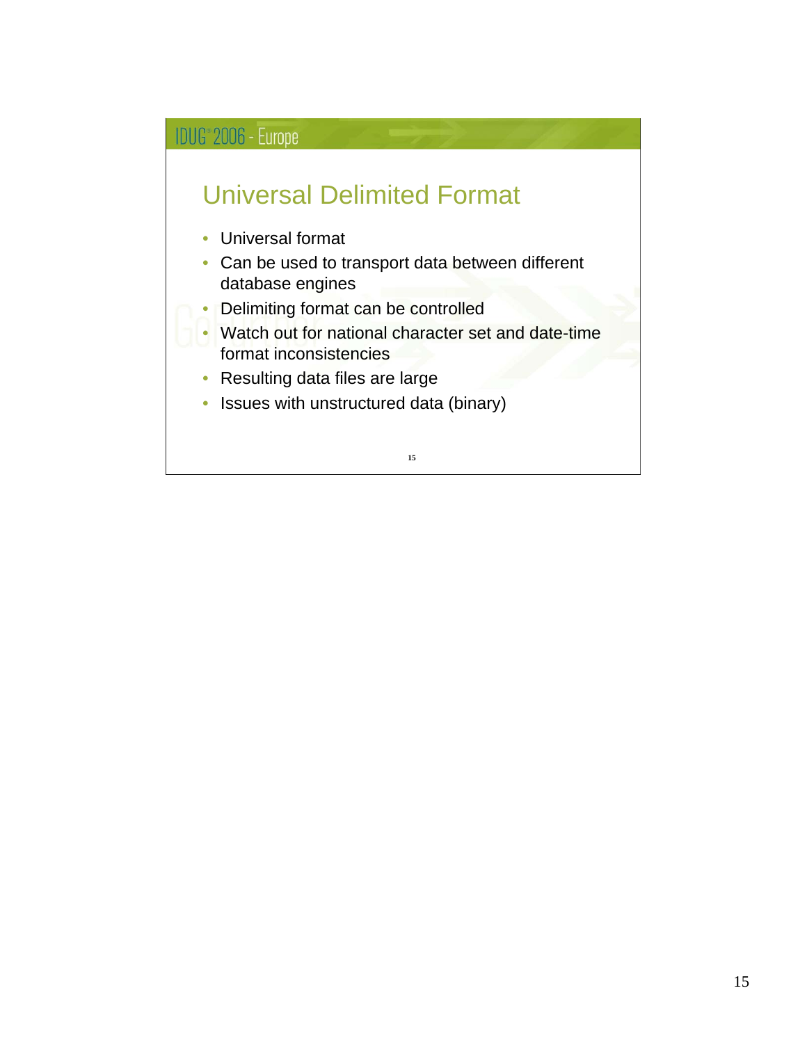## Universal Delimited Format

- Universal format
- Can be used to transport data between different database engines
- Delimiting format can be controlled
- Watch out for national character set and date-time format inconsistencies
- Resulting data files are large
- Issues with unstructured data (binary)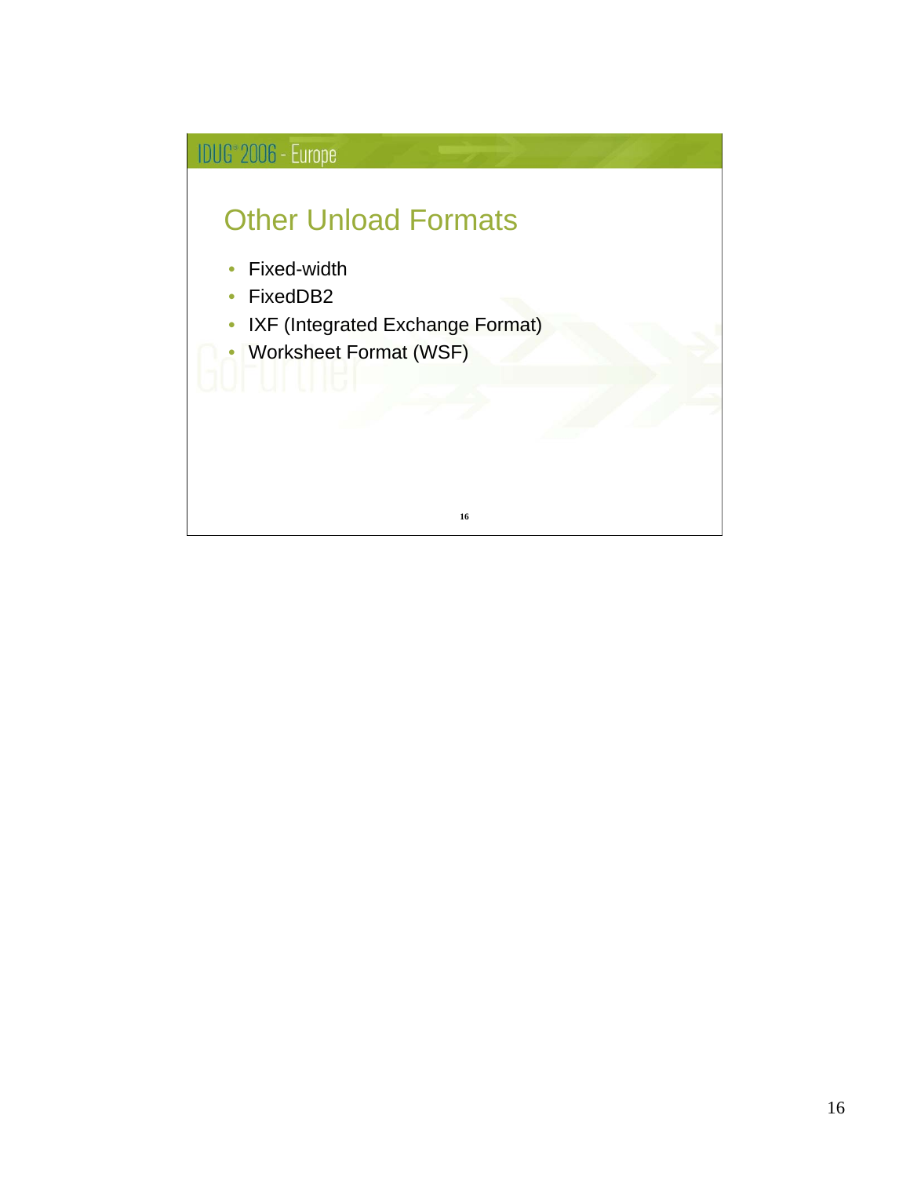# Other Unload Formats

- Fixed-width
- FixedDB2
- IXF (Integrated Exchange Format)
- Worksheet Format (WSF)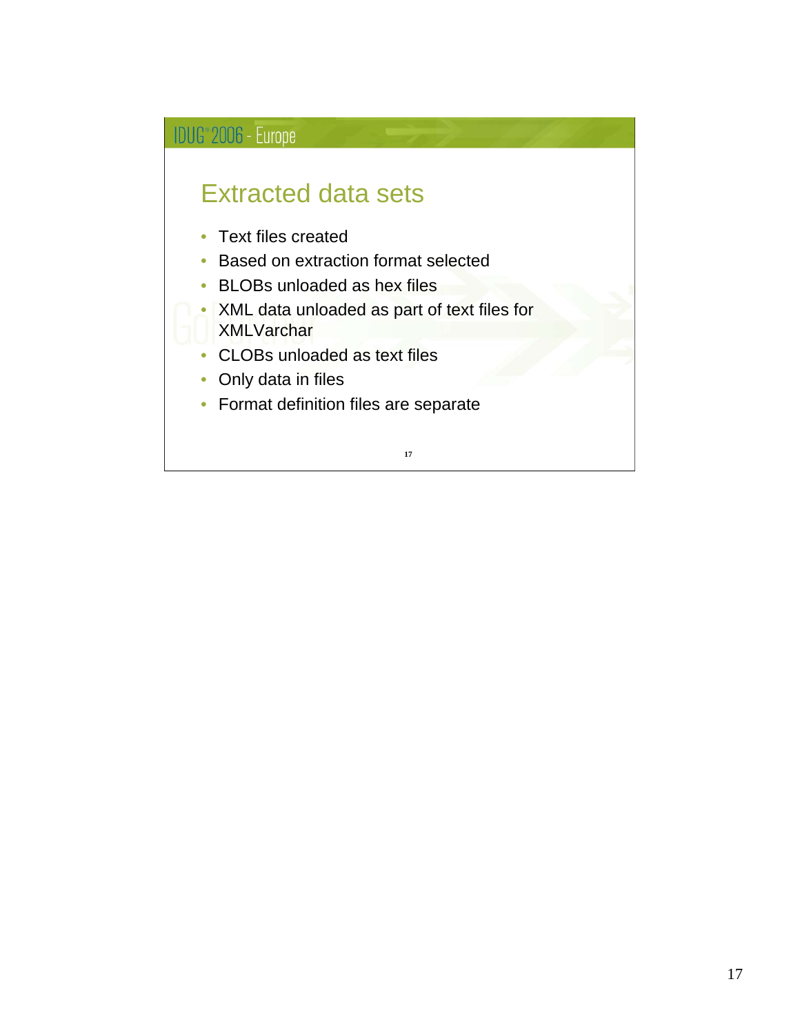## Extracted data sets

- Text files created
- Based on extraction format selected
- BLOBs unloaded as hex files
- XML data unloaded as part of text files for XMLVarchar
- CLOBs unloaded as text files
- Only data in files
- Format definition files are separate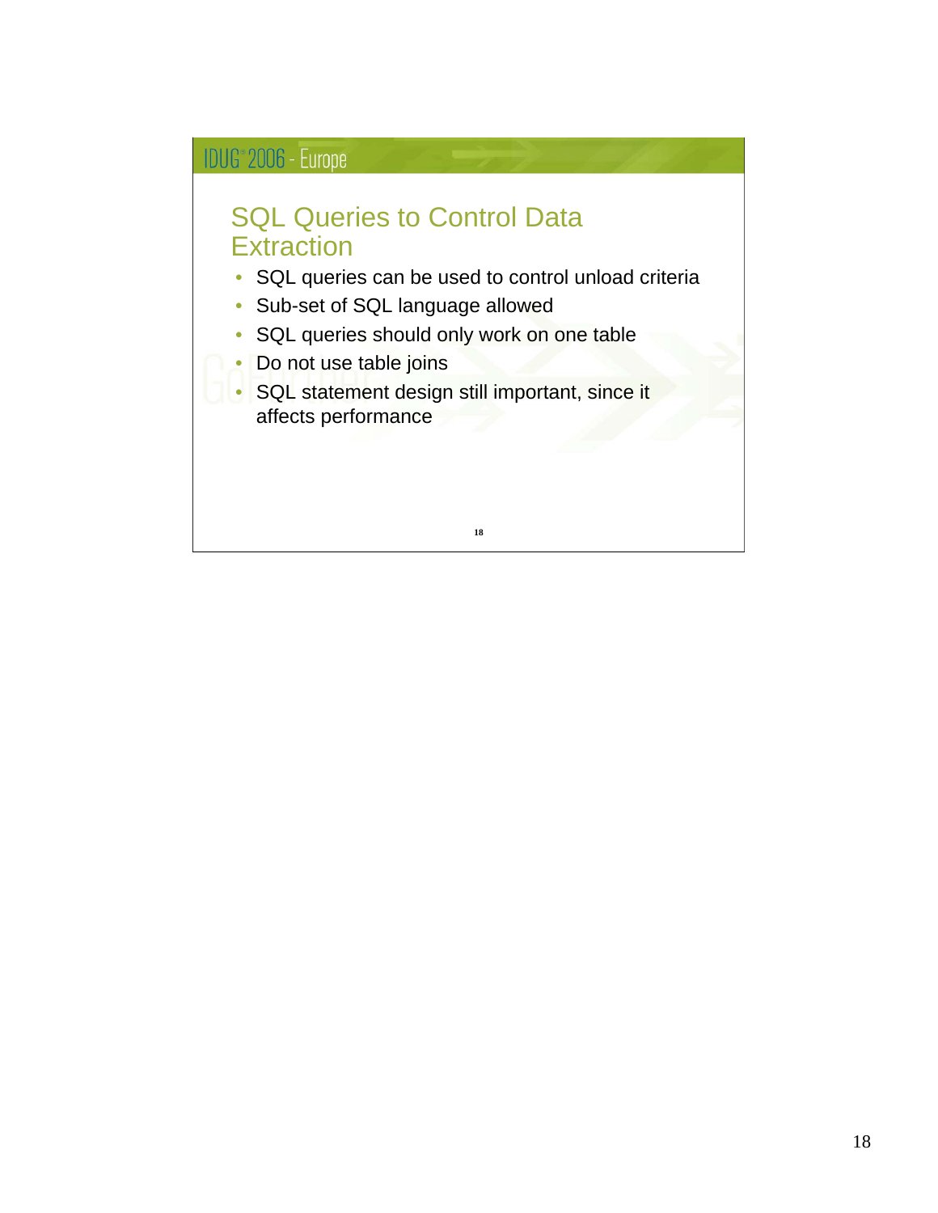## SQL Queries to Control Data Extraction

- SQL queries can be used to control unload criteria
- Sub-set of SQL language allowed
- SQL queries should only work on one table
- Do not use table joins
- SQL statement design still important, since it affects performance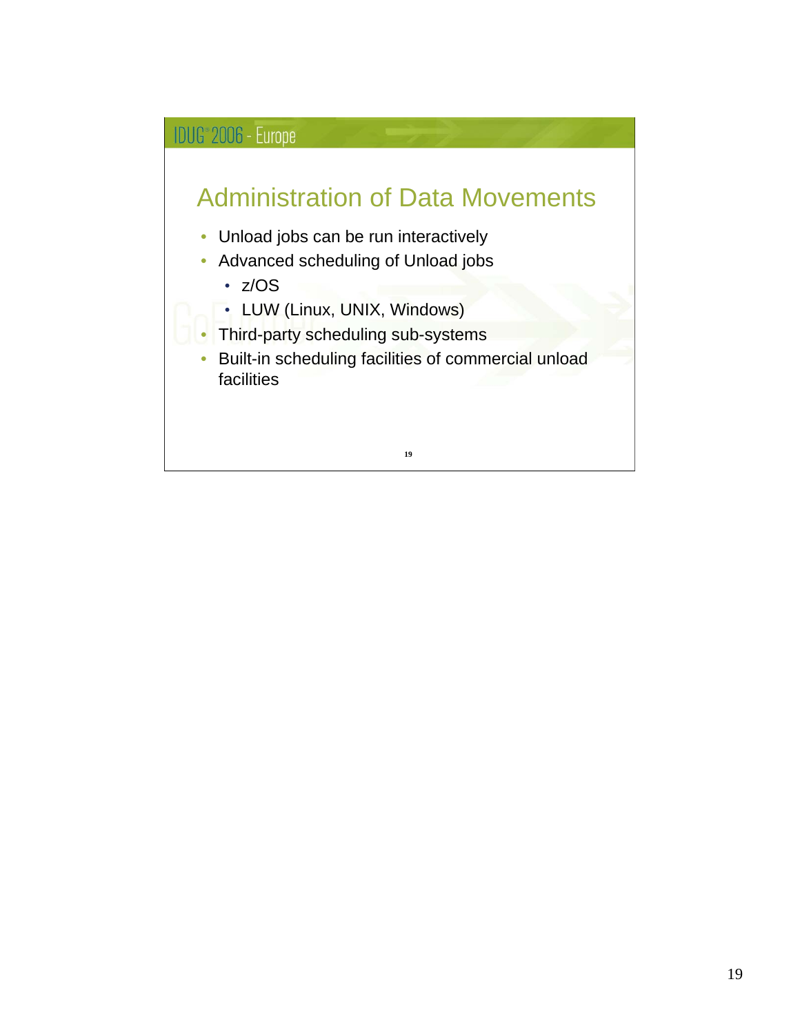## Administration of Data Movements

- Unload jobs can be run interactively
- Advanced scheduling of Unload jobs
  - z/OS
  - LUW (Linux, UNIX, Windows)
- Third-party scheduling sub-systems
- Built-in scheduling facilities of commercial unload facilities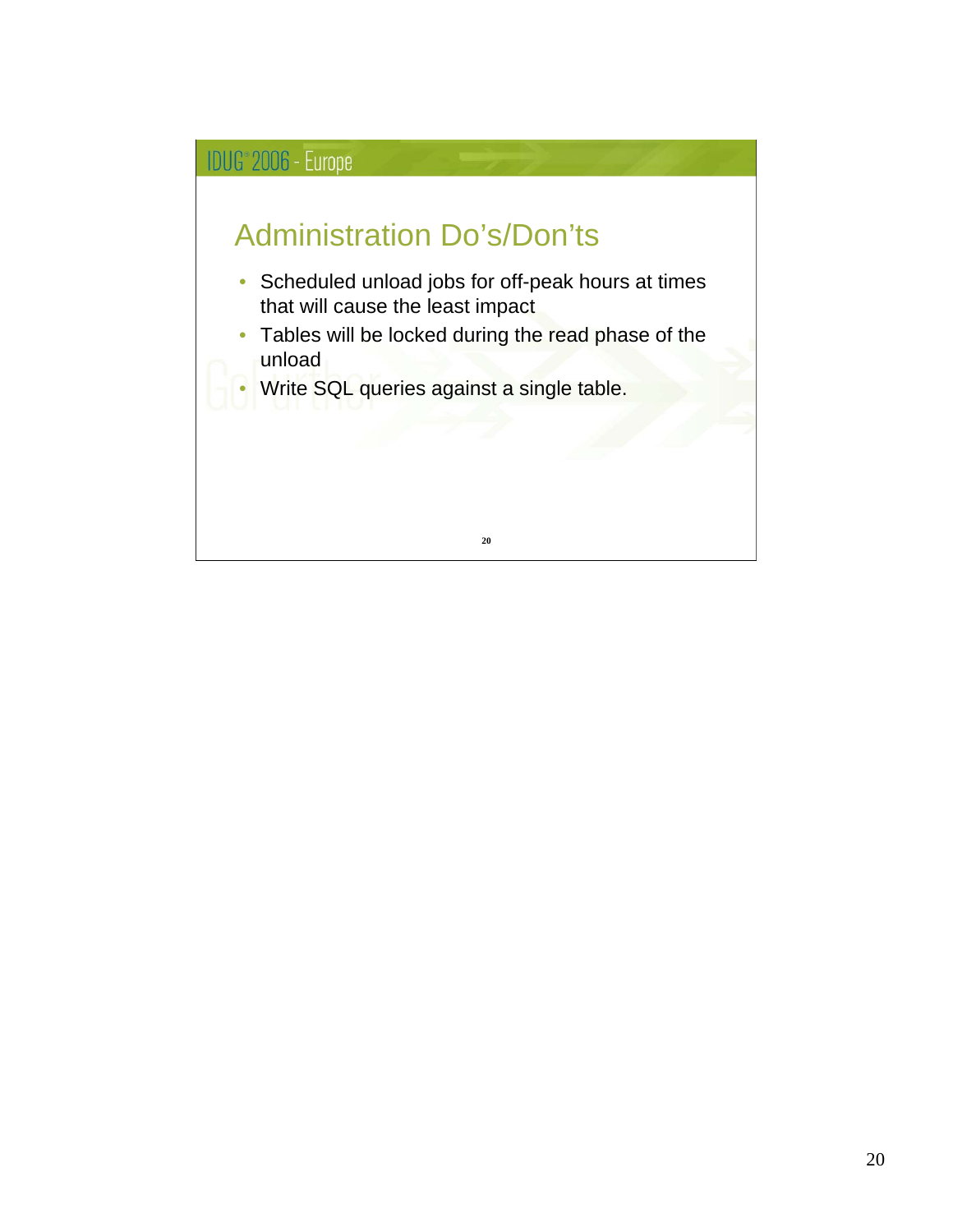## Administration Do's/Don'ts

- Scheduled unload jobs for off-peak hours at times that will cause the least impact
- Tables will be locked during the read phase of the unload
- Write SQL queries against a single table.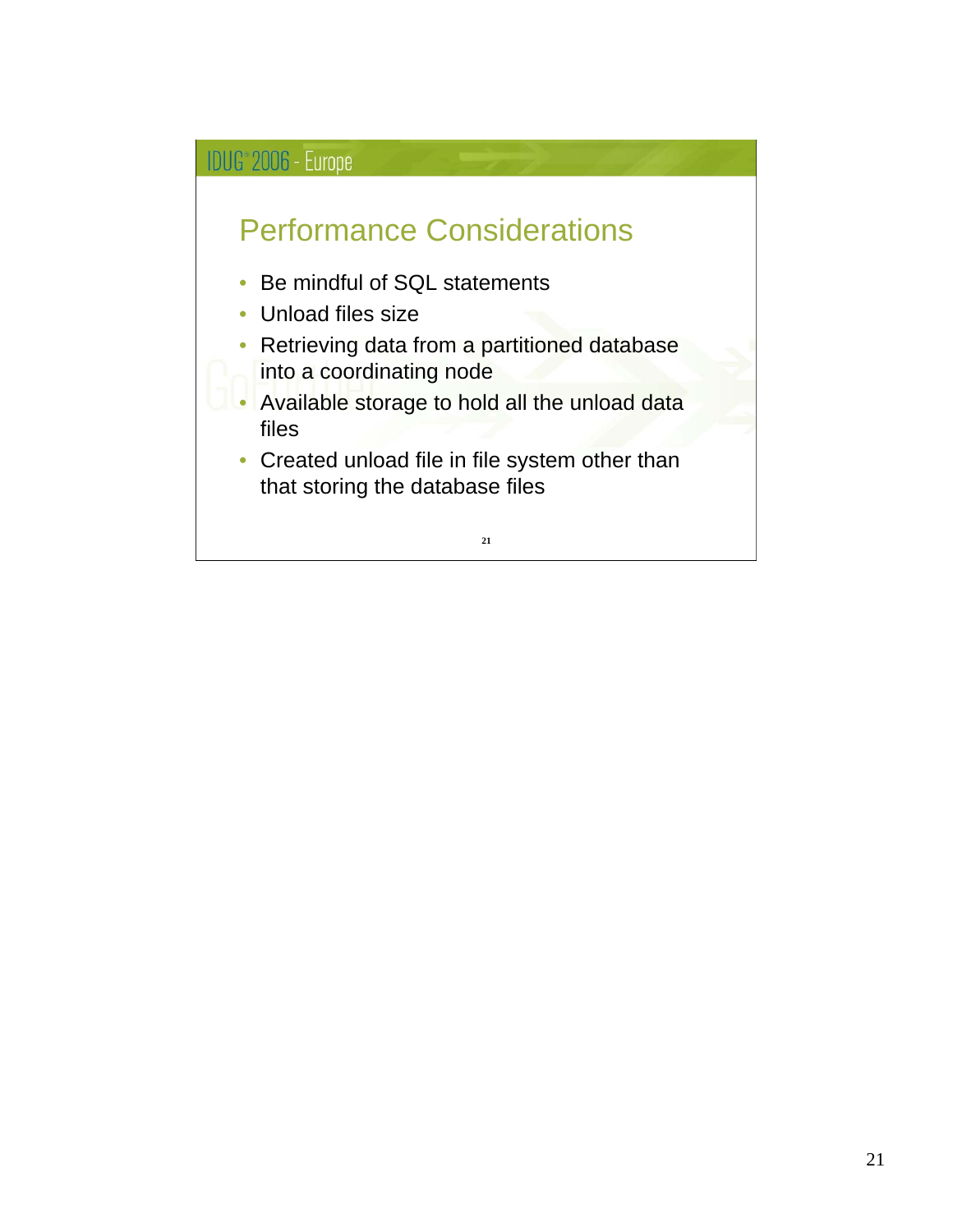## Performance Considerations

- Be mindful of SQL statements
- Unload files size
- Retrieving data from a partitioned database into a coordinating node
- Available storage to hold all the unload data files
- Created unload file in file system other than that storing the database files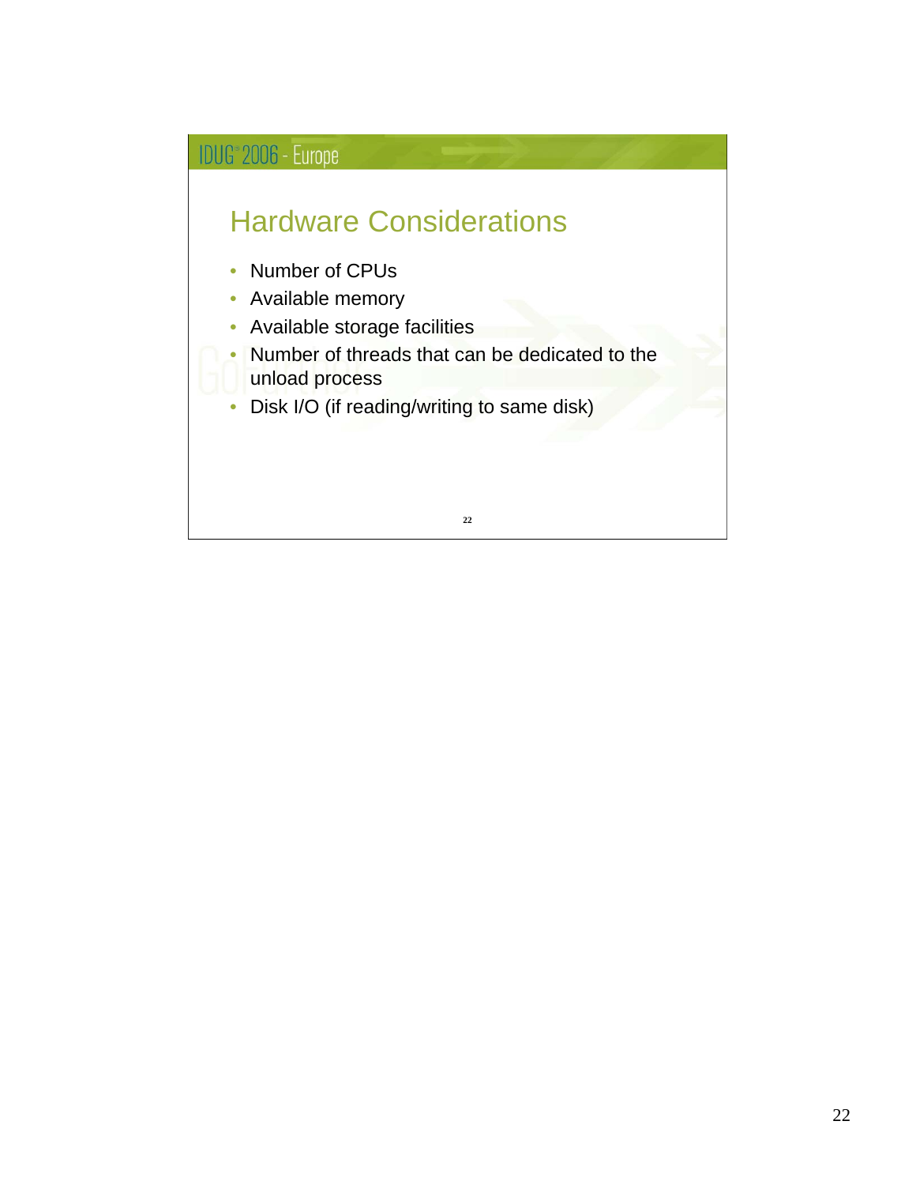## Hardware Considerations

- Number of CPUs
- Available memory
- Available storage facilities
- Number of threads that can be dedicated to the unload process
- Disk I/O (if reading/writing to same disk)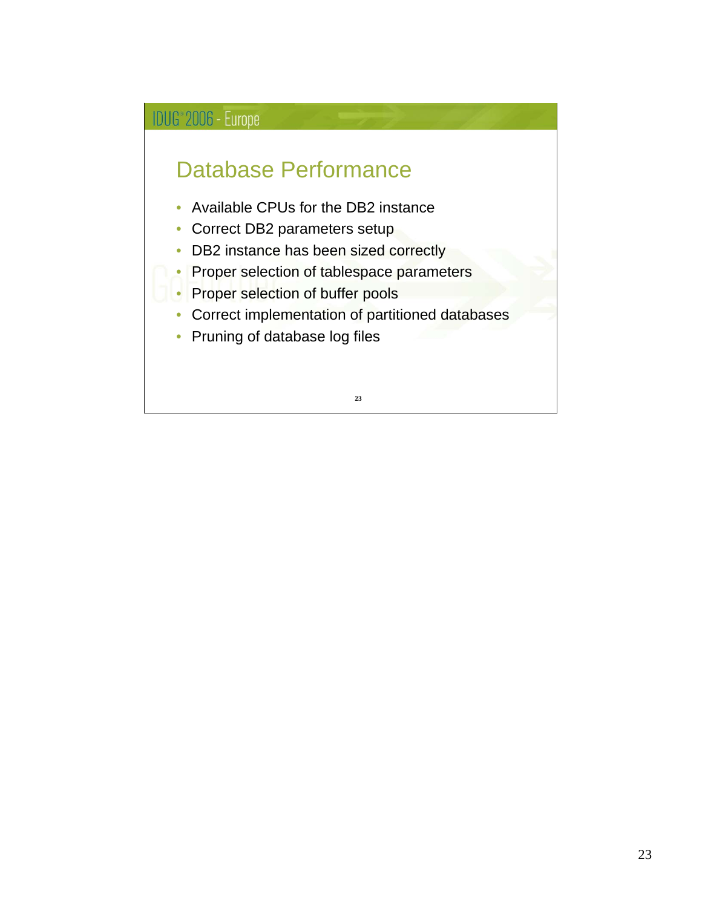# Database Performance

- Available CPUs for the DB2 instance
- Correct DB2 parameters setup
- DB2 instance has been sized correctly
- Proper selection of tablespace parameters
- Proper selection of buffer pools
- Correct implementation of partitioned databases
- Pruning of database log files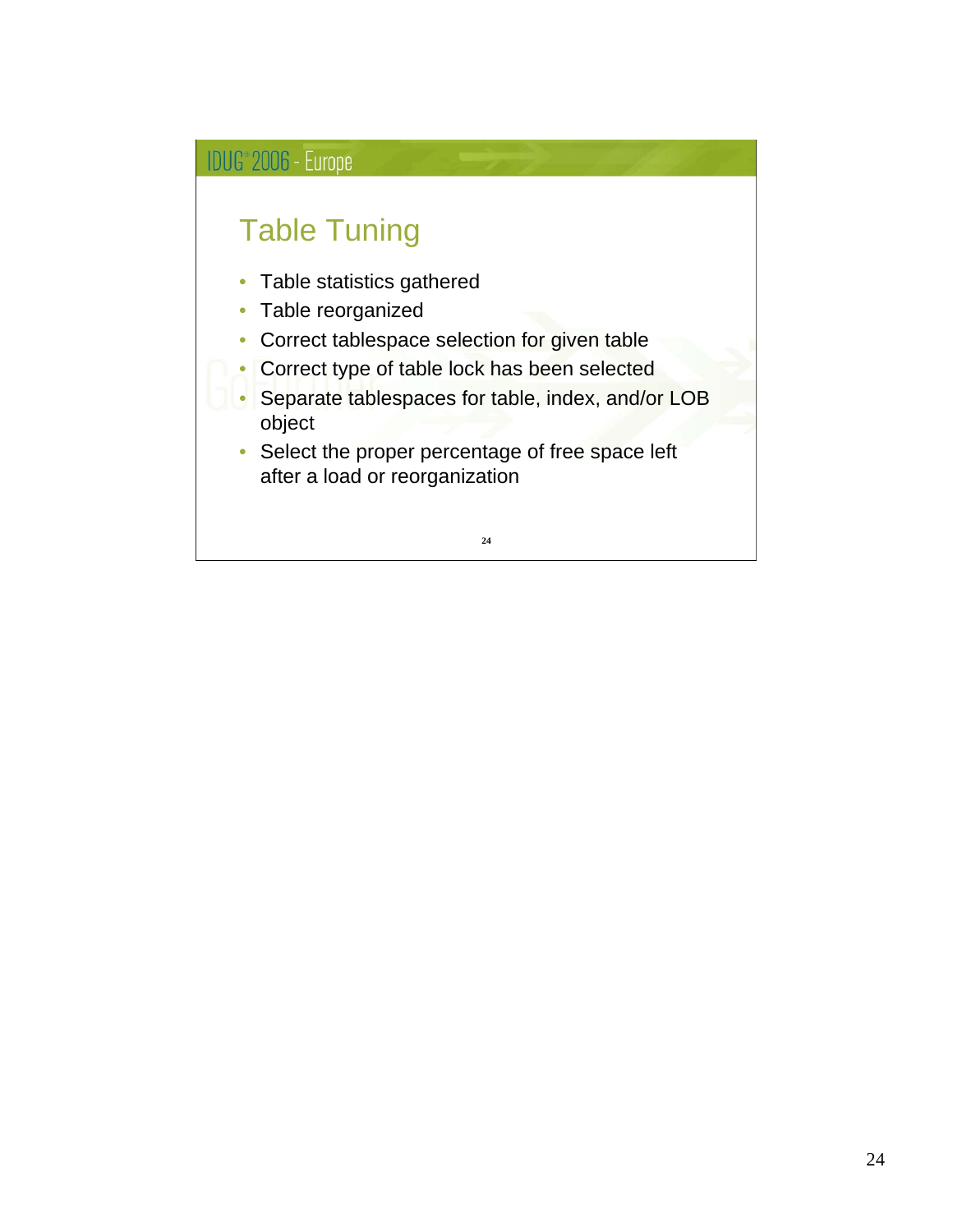## Table Tuning

- Table statistics gathered
- Table reorganized
- Correct tablespace selection for given table
- Correct type of table lock has been selected
- Separate tablespaces for table, index, and/or LOB object
- Select the proper percentage of free space left after a load or reorganization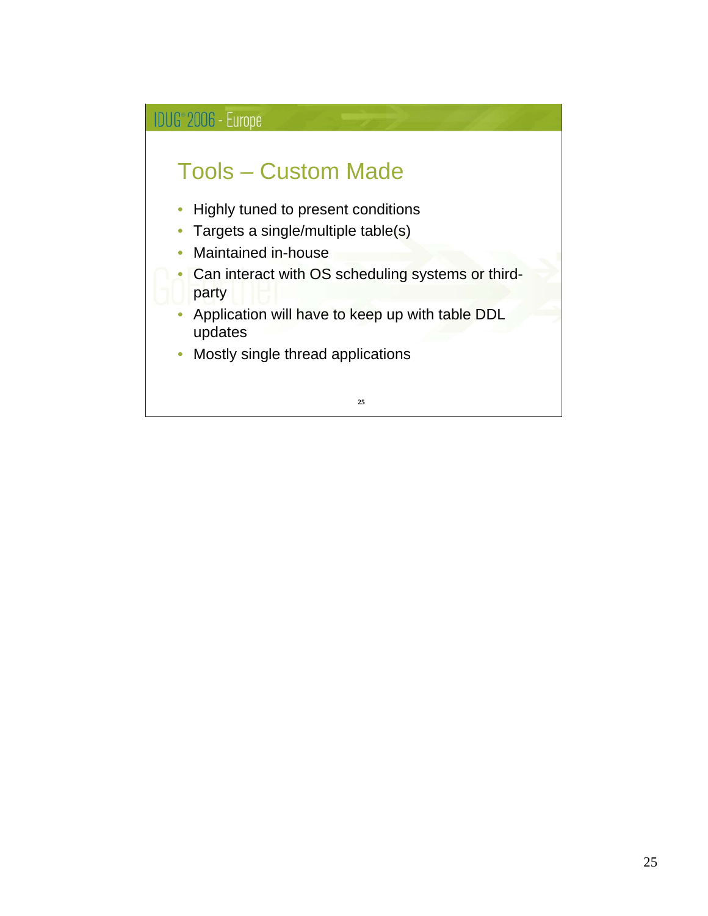# Tools – Custom Made

- Highly tuned to present conditions
- Targets a single/multiple table(s)
- Maintained in-house
- Can interact with OS scheduling systems or third-party
- Application will have to keep up with table DDL updates
- Mostly single thread applications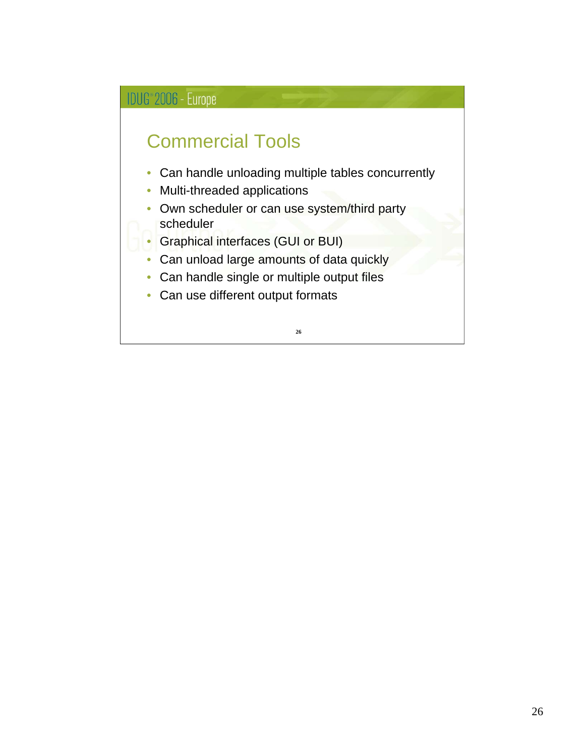## Commercial Tools

- Can handle unloading multiple tables concurrently
- Multi-threaded applications
- Own scheduler or can use system/third party scheduler
- Graphical interfaces (GUI or BUI)
- Can unload large amounts of data quickly
- Can handle single or multiple output files
- Can use different output formats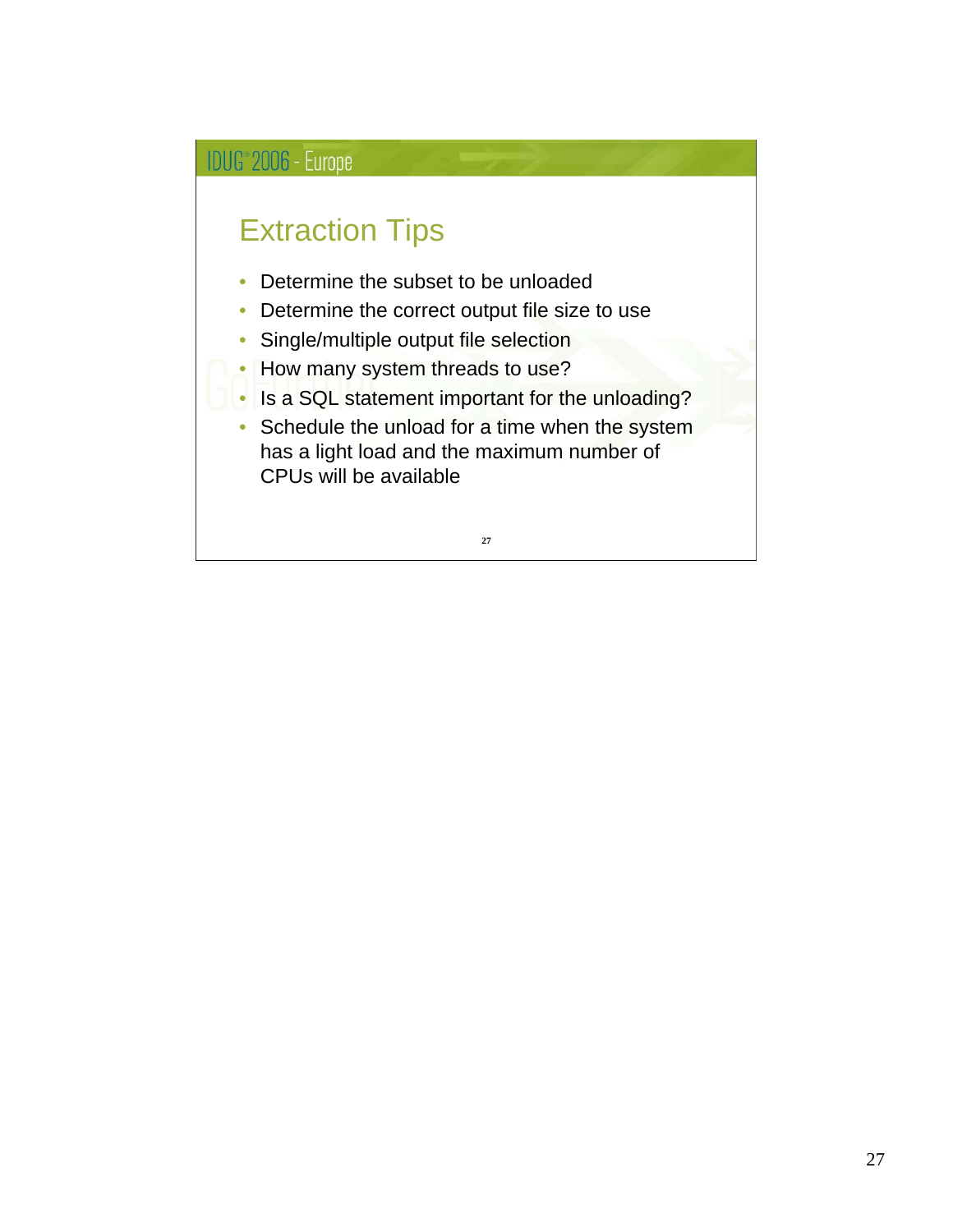## Extraction Tips

- Determine the subset to be unloaded
- Determine the correct output file size to use
- Single/multiple output file selection
- How many system threads to use?
- Is a SQL statement important for the unloading?
- Schedule the unload for a time when the system has a light load and the maximum number of CPUs will be available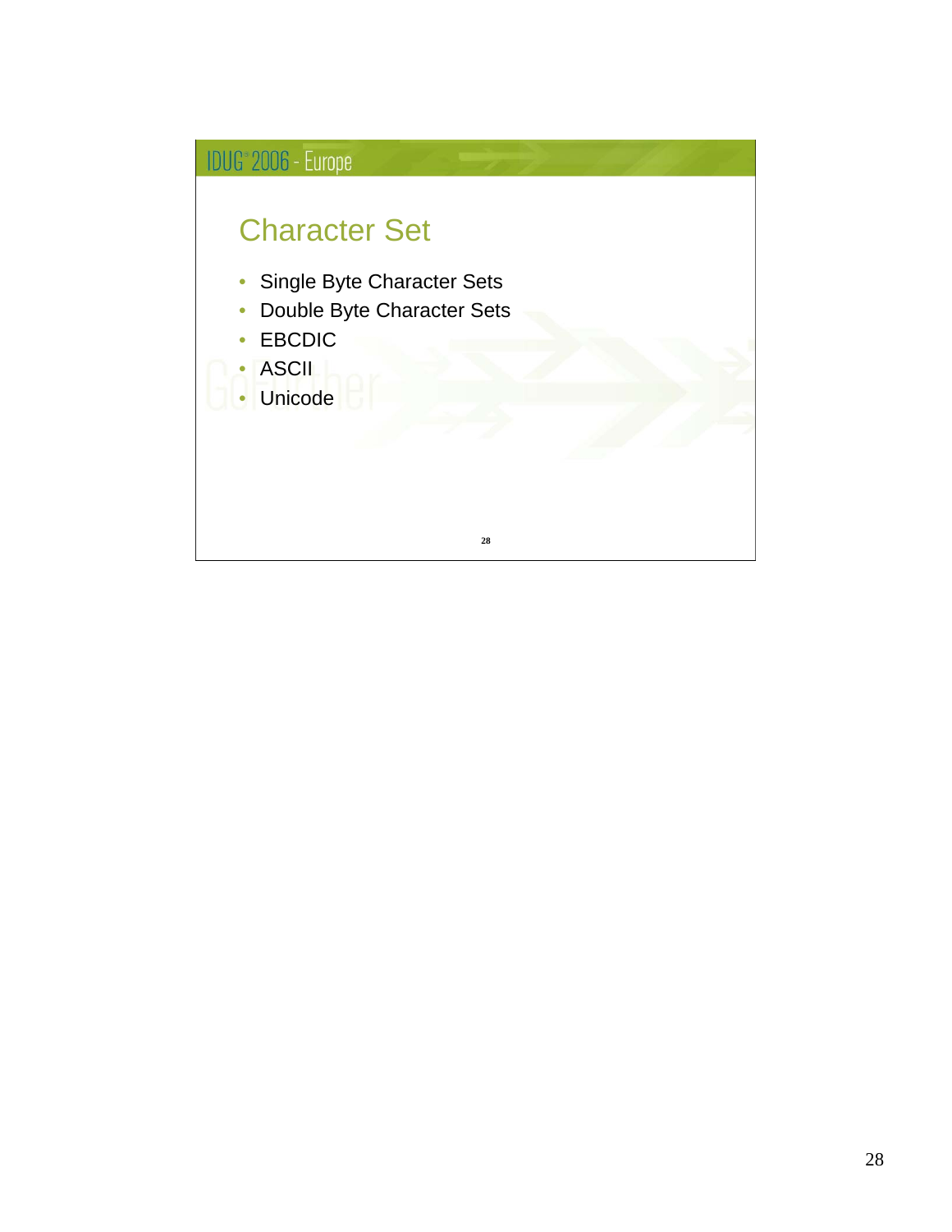## Character Set

- Single Byte Character Sets
- Double Byte Character Sets
- EBCDIC
- ASCII
- Unicode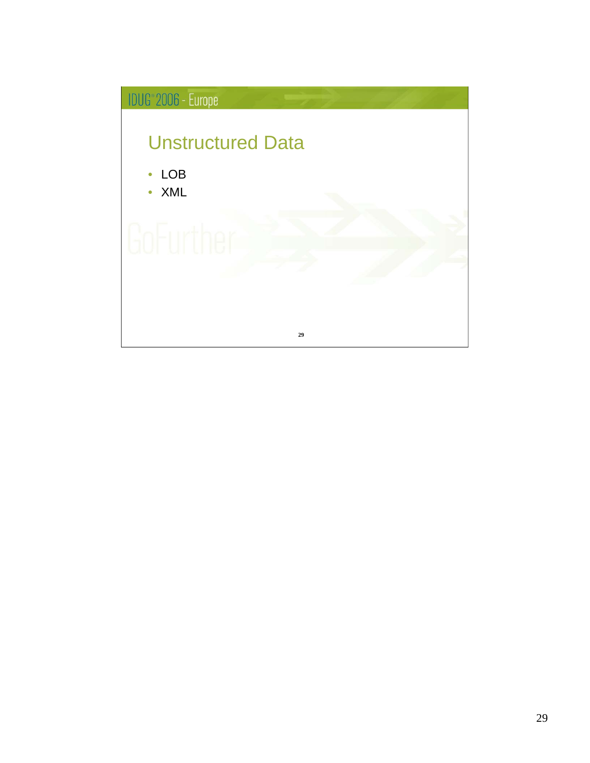## Unstructured Data

- LOB
- XML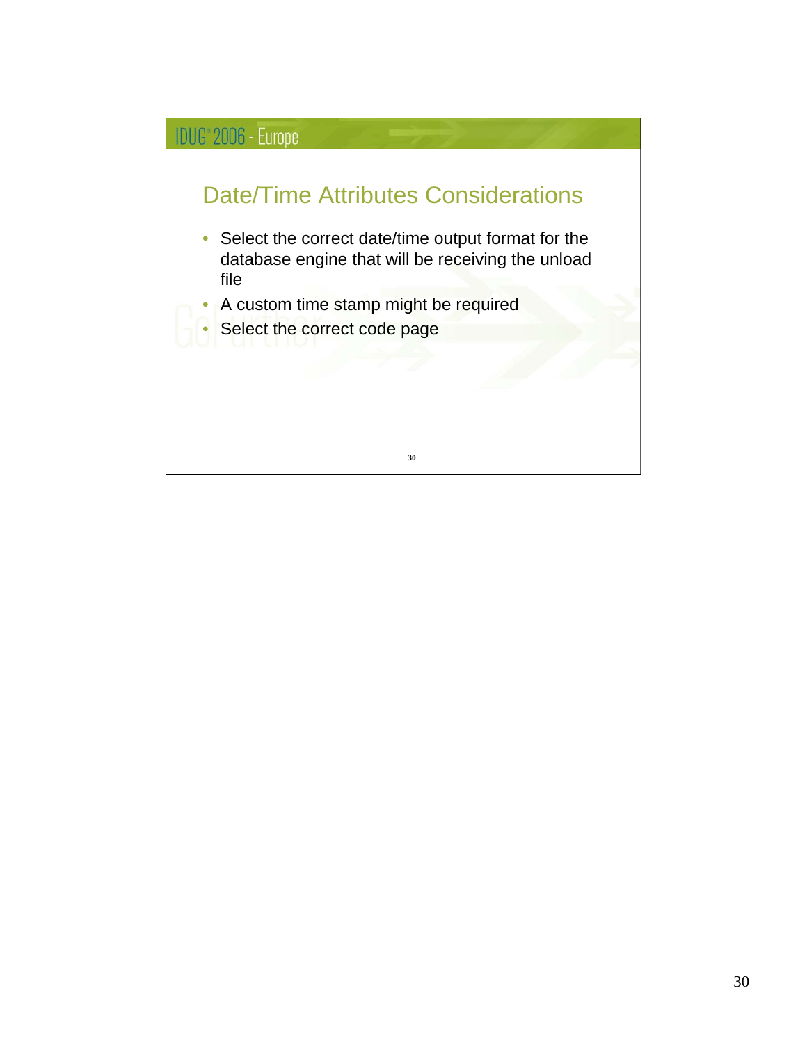## Date/Time Attributes Considerations

- Select the correct date/time output format for the database engine that will be receiving the unload file
- A custom time stamp might be required
- Select the correct code page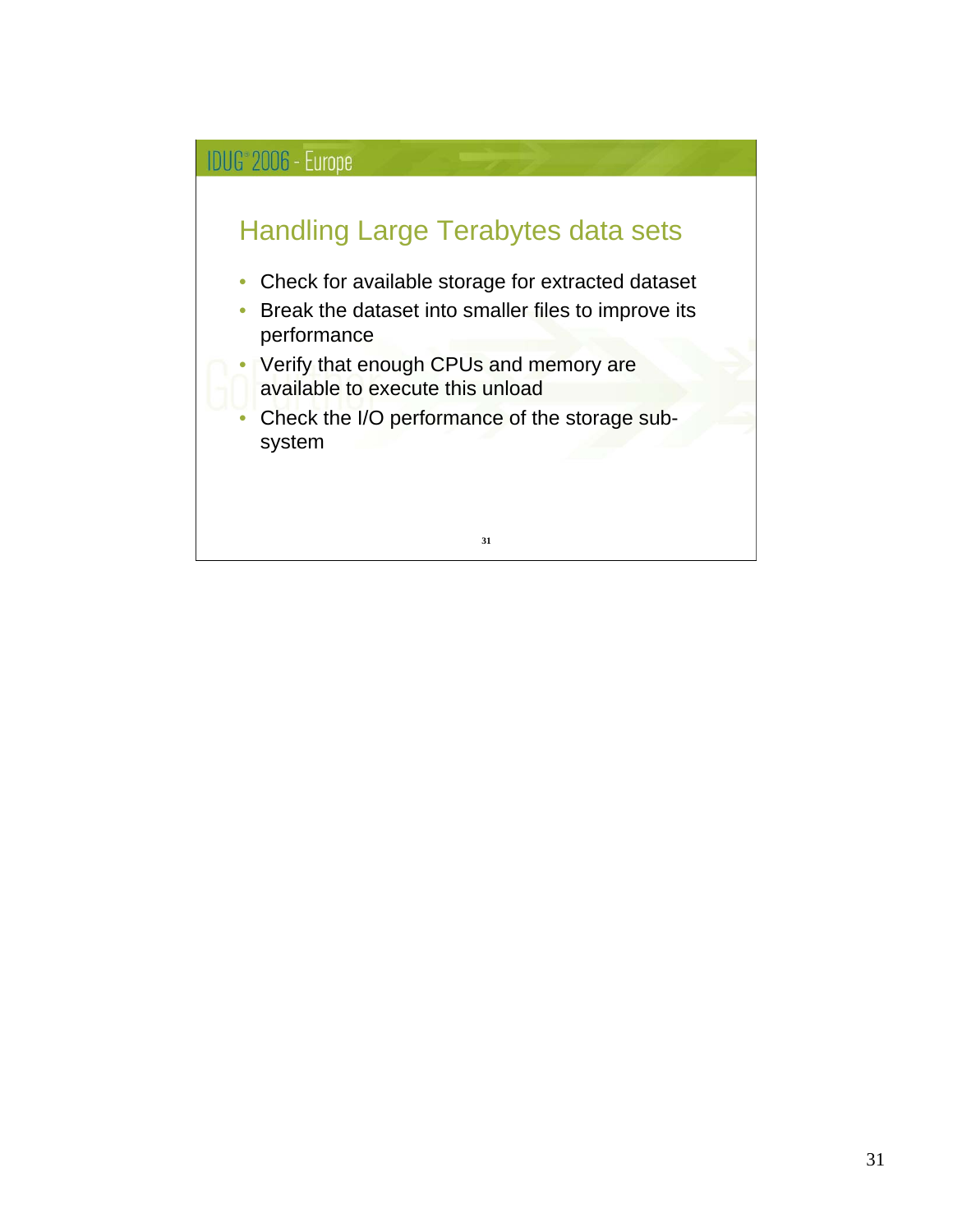## Handling Large Terabytes data sets

- Check for available storage for extracted dataset
- Break the dataset into smaller files to improve its performance
- Verify that enough CPUs and memory are available to execute this unload
- Check the I/O performance of the storage sub-system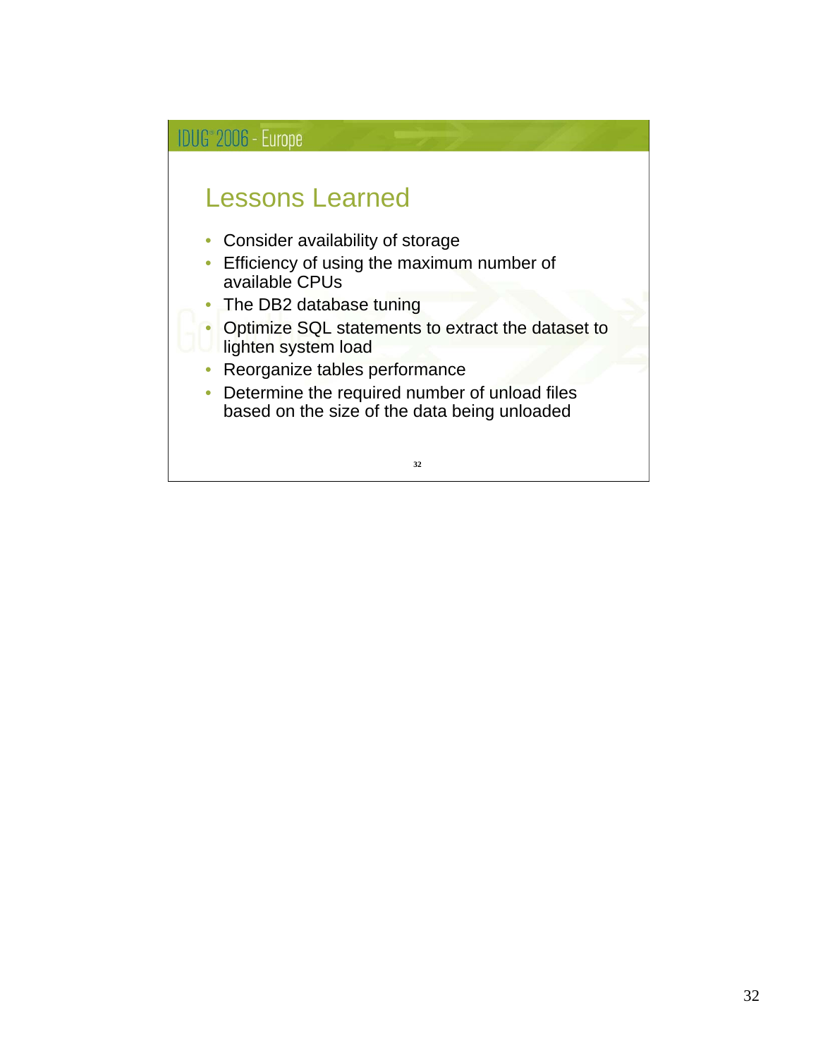## Lessons Learned

- Consider availability of storage
- Efficiency of using the maximum number of available CPUs
- The DB2 database tuning
- Optimize SQL statements to extract the dataset to lighten system load
- Reorganize tables performance
- Determine the required number of unload files based on the size of the data being unloaded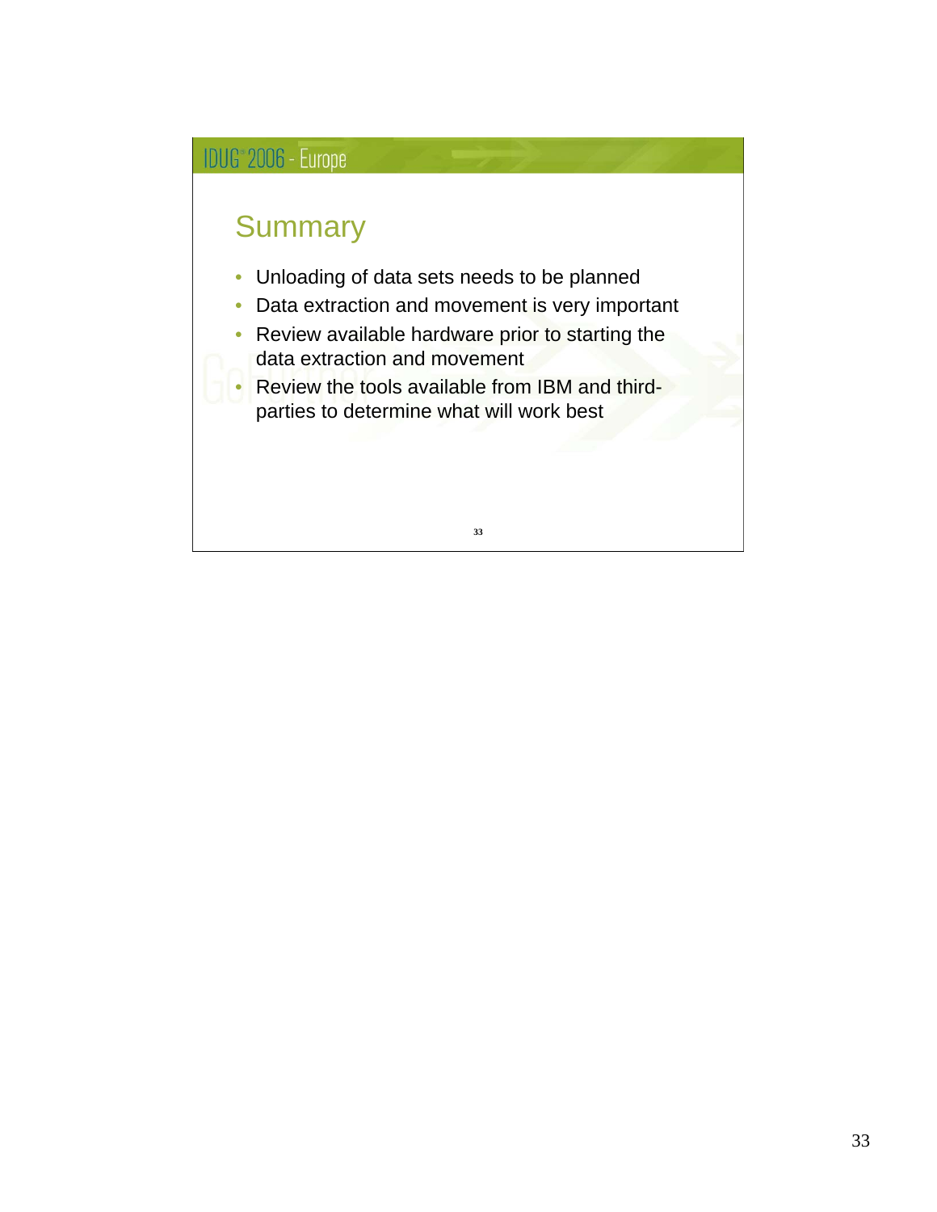## Summary

- Unloading of data sets needs to be planned
- Data extraction and movement is very important
- Review available hardware prior to starting the data extraction and movement
- Review the tools available from IBM and third-parties to determine what will work best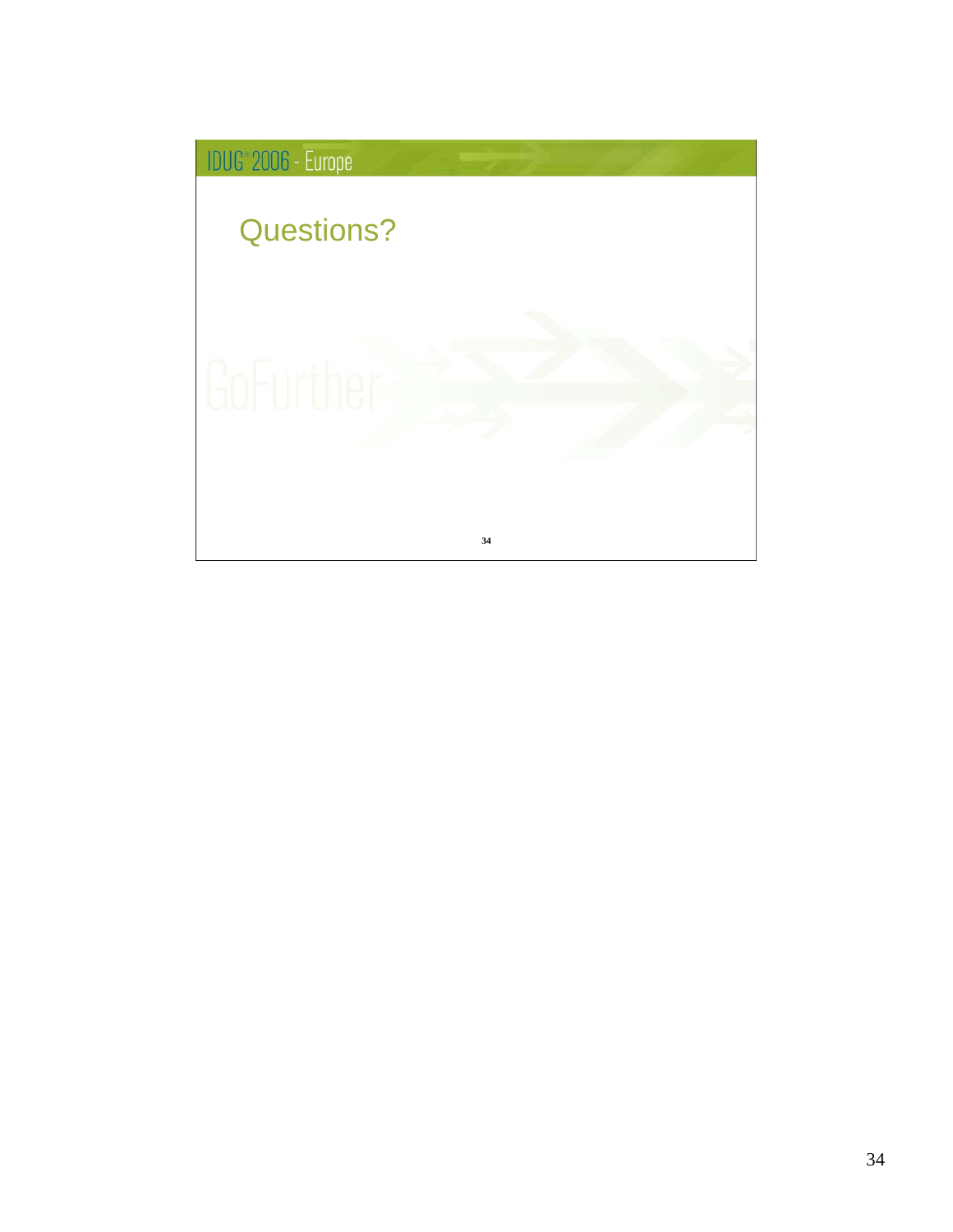# Questions?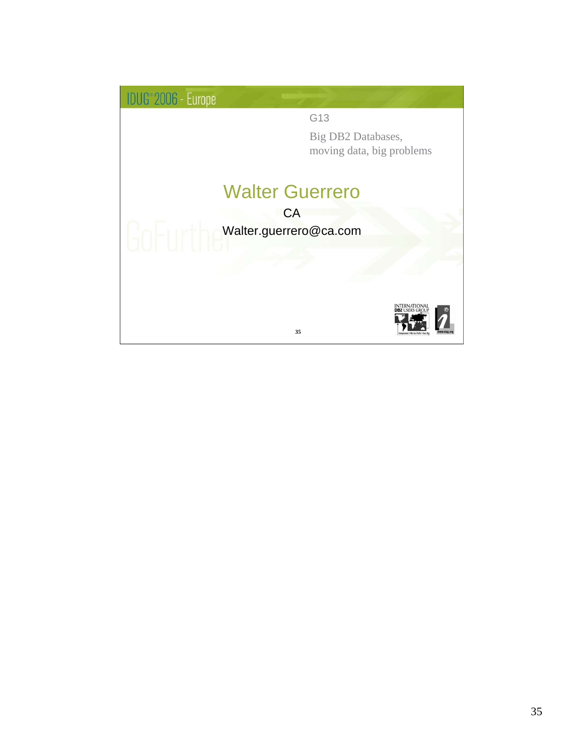G13

Big DB2 Databases, moving data, big problems

## Walter Guerrero

CA

Walter.guerrero@ca.com